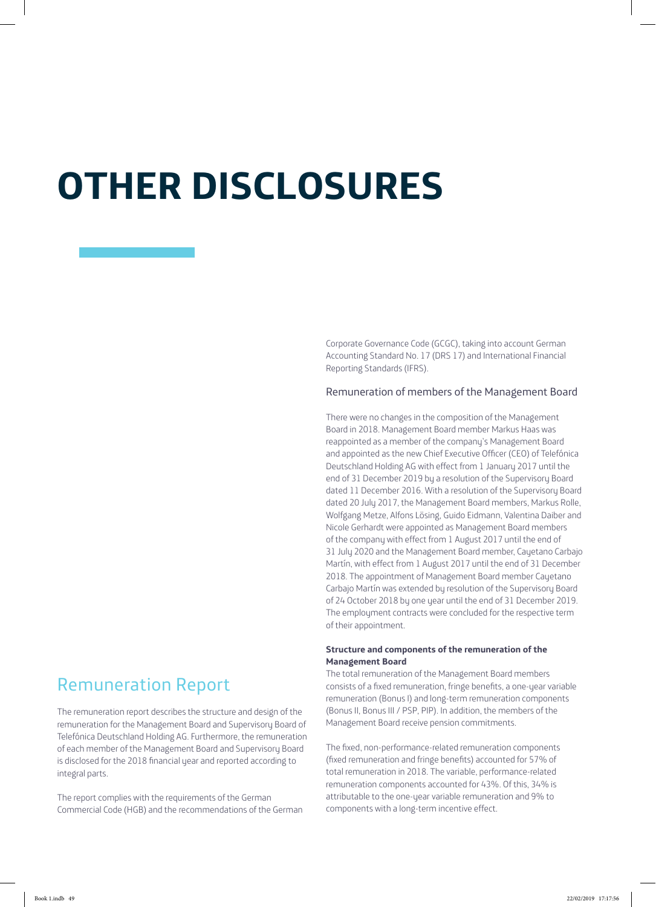# OTHER DISCLOSURES

## Remuneration Report

The remuneration report describes the structure and design of the remuneration for the Management Board and Supervisory Board of Telefónica Deutschland Holding AG. Furthermore, the remuneration of each member of the Management Board and Supervisory Board is disclosed for the 2018 financial year and reported according to integral parts.

The report complies with the requirements of the German Commercial Code (HGB) and the recommendations of the German Corporate Governance Code (GCGC), taking into account German Accounting Standard No. 17 (DRS 17) and International Financial Reporting Standards (IFRS).

### Remuneration of members of the Management Board

There were no changes in the composition of the Management Board in 2018. Management Board member Markus Haas was reappointed as a member of the company's Management Board and appointed as the new Chief Executive Officer (CEO) of Telefónica Deutschland Holding AG with effect from 1 January 2017 until the end of 31 December 2019 by a resolution of the Supervisory Board dated 11 December 2016. With a resolution of the Supervisory Board dated 20 July 2017, the Management Board members, Markus Rolle, Wolfgang Metze, Alfons Lösing, Guido Eidmann, Valentina Daiber and Nicole Gerhardt were appointed as Management Board members of the company with effect from 1 August 2017 until the end of 31 July 2020 and the Management Board member, Cayetano Carbajo Martín, with effect from 1 August 2017 until the end of 31 December 2018. The appointment of Management Board member Cayetano Carbajo Martín was extended by resolution of the Supervisory Board of 24 October 2018 by one year until the end of 31 December 2019. The employment contracts were concluded for the respective term of their appointment.

**Structure and components of the remuneration of the Management Board**

The total remuneration of the Management Board members consists of a fixed remuneration, fringe benefits, a one-year variable remuneration (Bonus I) and long-term remuneration components (Bonus II, Bonus III / PSP, PIP). In addition, the members of the Management Board receive pension commitments.

The fixed, non-performance-related remuneration components (fixed remuneration and fringe benefits) accounted for 57% of total remuneration in 2018. The variable, performance-related remuneration components accounted for 43%. Of this, 34% is attributable to the one-year variable remuneration and 9% to components with a long-term incentive effect.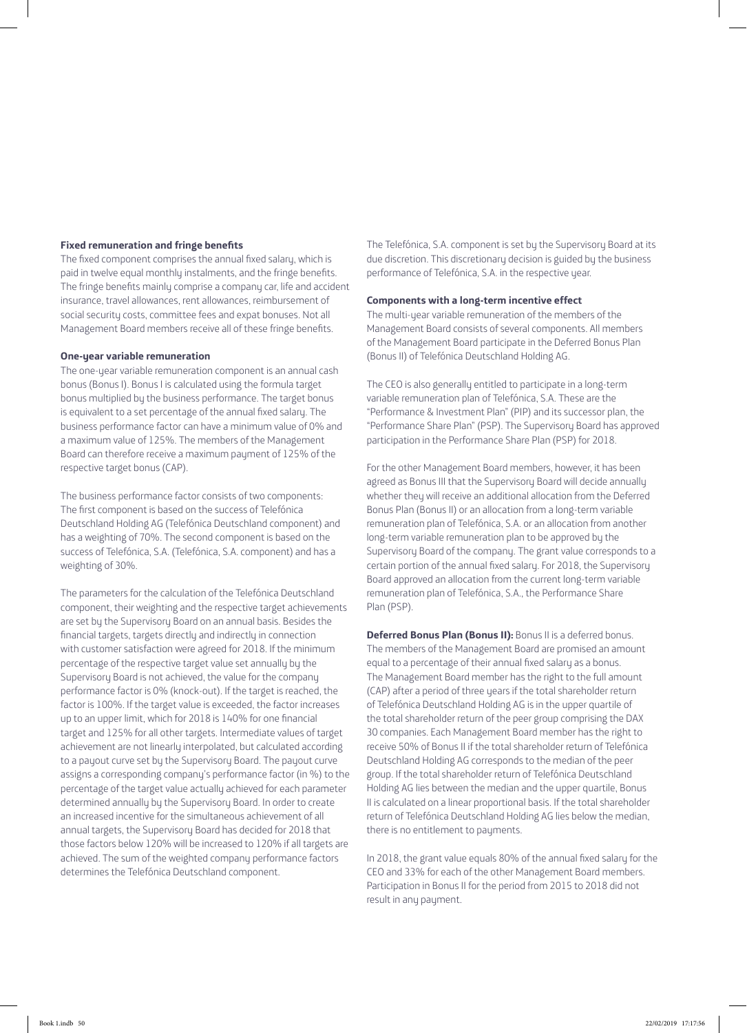#### Fixed remuneration and fringe benefits

The fixed component comprises the annual fixed salary, which is paid in twelve equal monthly instalments, and the fringe benefits. The fringe benefits mainly comprise a company car, life and accident insurance, travel allowances, rent allowances, reimbursement of social security costs, committee fees and expat bonuses. Not all Management Board members receive all of these fringe benefits.

#### One-year variable remuneration

The one-year variable remuneration component is an annual cash bonus (Bonus I). Bonus I is calculated using the formula target bonus multiplied by the business performance. The target bonus is equivalent to a set percentage of the annual fixed salary. The business performance factor can have a minimum value of 0% and a maximum value of 125%. The members of the Management Board can therefore receive a maximum payment of 125% of the respective target bonus (CAP).

The business performance factor consists of two components: The first component is based on the success of Telefónica Deutschland Holding AG (Telefónica Deutschland component) and has a weighting of 70%. The second component is based on the success of Telefónica, S.A. (Telefónica, S.A. component) and has a weighting of 30%.

The parameters for the calculation of the Telefónica Deutschland component, their weighting and the respective target achievements are set by the Supervisory Board on an annual basis. Besides the financial targets, targets directly and indirectly in connection with customer satisfaction were agreed for 2018. If the minimum percentage of the respective target value set annually by the Supervisory Board is not achieved, the value for the company performance factor is 0% (knock-out). If the target is reached, the factor is 100%. If the target value is exceeded, the factor increases up to an upper limit, which for 2018 is 140% for one financial target and 125% for all other targets. Intermediate values of target achievement are not linearly interpolated, but calculated according to a payout curve set by the Supervisory Board. The payout curve assigns a corresponding company's performance factor (in %) to the percentage of the target value actually achieved for each parameter determined annually by the Supervisory Board. In order to create an increased incentive for the simultaneous achievement of all annual targets, the Supervisory Board has decided for 2018 that those factors below 120% will be increased to 120% if all targets are achieved. The sum of the weighted company performance factors determines the Telefónica Deutschland component.

The Telefónica, S.A. component is set by the Supervisory Board at its due discretion. This discretionary decision is guided by the business performance of Telefónica, S.A. in the respective year.

#### Components with a long-term incentive effect

The multi-year variable remuneration of the members of the Management Board consists of several components. All members of the Management Board participate in the Deferred Bonus Plan (Bonus II) of Telefónica Deutschland Holding AG.

The CEO is also generally entitled to participate in a long-term variable remuneration plan of Telefónica, S.A. These are the "Performance & Investment Plan" (PIP) and its successor plan, the "Performance Share Plan" (PSP). The Supervisory Board has approved participation in the Performance Share Plan (PSP) for 2018.

For the other Management Board members, however, it has been agreed as Bonus III that the Supervisory Board will decide annually whether they will receive an additional allocation from the Deferred Bonus Plan (Bonus II) or an allocation from a long-term variable remuneration plan of Telefónica, S.A. or an allocation from another long-term variable remuneration plan to be approved by the Supervisory Board of the company. The grant value corresponds to a certain portion of the annual fixed salary. For 2018, the Supervisory Board approved an allocation from the current long-term variable remuneration plan of Telefónica, S.A., the Performance Share Plan (PSP).

**Deferred Bonus Plan (Bonus II):** Bonus II is a deferred bonus. The members of the Management Board are promised an amount equal to a percentage of their annual fixed salary as a bonus. The Management Board member has the right to the full amount (CAP) after a period of three years if the total shareholder return of Telefónica Deutschland Holding AG is in the upper quartile of the total shareholder return of the peer group comprising the DAX 30 companies. Each Management Board member has the right to receive 50% of Bonus II if the total shareholder return of Telefónica Deutschland Holding AG corresponds to the median of the peer group. If the total shareholder return of Telefónica Deutschland Holding AG lies between the median and the upper quartile, Bonus II is calculated on a linear proportional basis. If the total shareholder return of Telefónica Deutschland Holding AG lies below the median, there is no entitlement to payments.

In 2018, the grant value equals 80% of the annual fixed salary for the CEO and 33% for each of the other Management Board members. Participation in Bonus II for the period from 2015 to 2018 did not result in any payment.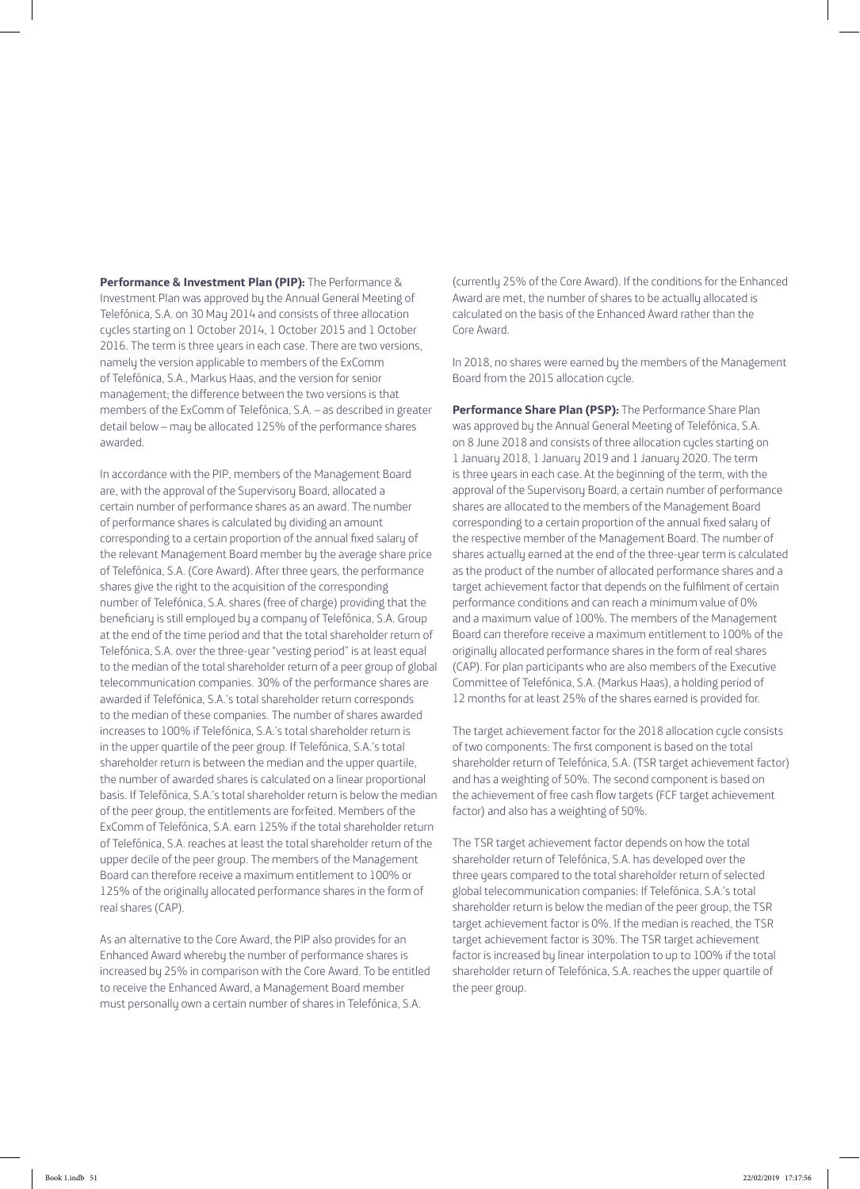**Performance & Investment Plan (PIP):** The Performance & Investment Plan was approved by the Annual General Meeting of Telefónica, S.A. on 30 May 2014 and consists of three allocation cycles starting on 1 October 2014, 1 October 2015 and 1 October 2016. The term is three years in each case. There are two versions, namely the version applicable to members of the ExComm of Telefónica, S.A., Markus Haas, and the version for senior management; the difference between the two versions is that members of the ExComm of Telefónica, S.A. – as described in greater detail below – may be allocated 125% of the performance shares awarded.

In accordance with the PIP, members of the Management Board are, with the approval of the Supervisory Board, allocated a certain number of performance shares as an award. The number of performance shares is calculated by dividing an amount corresponding to a certain proportion of the annual fixed salary of the relevant Management Board member by the average share price of Telefónica, S.A. (Core Award). After three years, the performance shares give the right to the acquisition of the corresponding number of Telefónica, S.A. shares (free of charge) providing that the beneficiary is still employed by a company of Telefónica, S.A. Group at the end of the time period and that the total shareholder return of Telefónica, S.A. over the three-year "vesting period" is at least equal to the median of the total shareholder return of a peer group of global telecommunication companies. 30% of the performance shares are awarded if Telefónica, S.A.'s total shareholder return corresponds to the median of these companies. The number of shares awarded increases to 100% if Telefónica, S.A.'s total shareholder return is in the upper quartile of the peer group. If Telefónica, S.A.'s total shareholder return is between the median and the upper quartile, the number of awarded shares is calculated on a linear proportional basis. If Telefónica, S.A.'s total shareholder return is below the median of the peer group, the entitlements are forfeited. Members of the ExComm of Telefónica, S.A. earn 125% if the total shareholder return of Telefónica, S.A. reaches at least the total shareholder return of the upper decile of the peer group. The members of the Management Board can therefore receive a maximum entitlement to 100% or 125% of the originally allocated performance shares in the form of real shares (CAP).

As an alternative to the Core Award, the PIP also provides for an Enhanced Award whereby the number of performance shares is increased by 25% in comparison with the Core Award. To be entitled to receive the Enhanced Award, a Management Board member must personally own a certain number of shares in Telefónica, S.A. (currently 25% of the Core Award). If the conditions for the Enhanced Award are met, the number of shares to be actually allocated is calculated on the basis of the Enhanced Award rather than the Core Award.

In 2018, no shares were earned by the members of the Management Board from the 2015 allocation cycle.

**Performance Share Plan (PSP):** The Performance Share Plan was approved by the Annual General Meeting of Telefónica, S.A. on 8 June 2018 and consists of three allocation cycles starting on 1 January 2018, 1 January 2019 and 1 January 2020. The term is three years in each case. At the beginning of the term, with the approval of the Supervisory Board, a certain number of performance shares are allocated to the members of the Management Board corresponding to a certain proportion of the annual fixed salary of the respective member of the Management Board. The number of shares actually earned at the end of the three-year term is calculated as the product of the number of allocated performance shares and a target achievement factor that depends on the fulfilment of certain performance conditions and can reach a minimum value of 0% and a maximum value of 100%. The members of the Management Board can therefore receive a maximum entitlement to 100% of the originally allocated performance shares in the form of real shares (CAP). For plan participants who are also members of the Executive Committee of Telefónica, S.A. (Markus Haas), a holding period of 12 months for at least 25% of the shares earned is provided for.

The target achievement factor for the 2018 allocation cycle consists of two components: The first component is based on the total shareholder return of Telefónica, S.A. (TSR target achievement factor) and has a weighting of 50%. The second component is based on the achievement of free cash flow targets (FCF target achievement factor) and also has a weighting of 50%.

The TSR target achievement factor depends on how the total shareholder return of Telefónica, S.A. has developed over the three years compared to the total shareholder return of selected global telecommunication companies: If Telefónica, S.A.'s total shareholder return is below the median of the peer group, the TSR target achievement factor is 0%. If the median is reached, the TSR target achievement factor is 30%. The TSR target achievement factor is increased by linear interpolation to up to 100% if the total shareholder return of Telefónica, S.A. reaches the upper quartile of the peer group.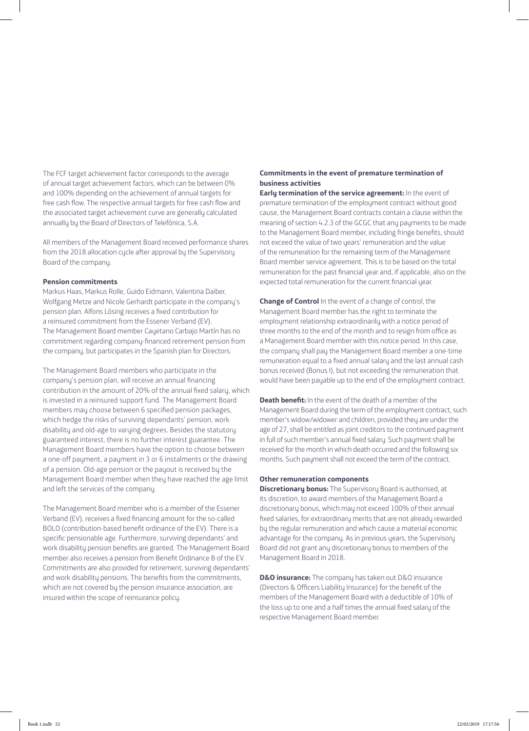The FCF target achievement factor corresponds to the average of annual target achievement factors, which can be between 0% and 100% depending on the achievement of annual targets for free cash flow. The respective annual targets for free cash flow and the associated target achievement curve are generally calculated annually by the Board of Directors of Telefónica, S.A.

All members of the Management Board received performance shares from the 2018 allocation cycle after approval by the Supervisory Board of the company.

**Pension commitments**

Markus Haas, Markus Rolle, Guido Eidmann, Valentina Daiber, Wolfgang Metze and Nicole Gerhardt participate in the company's pension plan. Alfons Lösing receives a fixed contribution for a reinsured commitment from the Essener Verband (EV). The Management Board member Cayetano Carbajo Martín has no commitment regarding company-financed retirement pension from the company, but participates in the Spanish plan for Directors.

The Management Board members who participate in the company's pension plan, will receive an annual financing contribution in the amount of 20% of the annual fixed salary, which is invested in a reinsured support fund. The Management Board members may choose between 6 specified pension packages, which hedge the risks of surviving dependants' pension, work disability and old-age to varying degrees. Besides the statutory guaranteed interest, there is no further interest guarantee. The Management Board members have the option to choose between a one-off payment, a payment in 3 or 6 instalments or the drawing of a pension. Old-age pension or the payout is received by the Management Board member when they have reached the age limit and left the services of the company.

The Management Board member who is a member of the Essener Verband (EV), receives a fixed financing amount for the so-called BOLO (contribution-based benefit ordinance of the EV). There is a specific pensionable age. Furthermore, surviving dependants' and work disability pension benefits are granted. The Management Board member also receives a pension from Benefit Ordinance B of the EV. Commitments are also provided for retirement, surviving dependants' and work disability pensions. The benefits from the commitments, which are not covered by the pension insurance association, are insured within the scope of reinsurance policy.

**Commitments in the event of premature termination of business activities**

**Early termination of the service agreement:** In the event of premature termination of the employment contract without good cause, the Management Board contracts contain a clause within the meaning of section 4.2.3 of the GCGC that any payments to be made to the Management Board member, including fringe benefits, should not exceed the value of two years' remuneration and the value of the remuneration for the remaining term of the Management Board member service agreement. This is to be based on the total remuneration for the past financial year and, if applicable, also on the expected total remuneration for the current financial year.

**Change of Control** In the event of a change of control, the Management Board member has the right to terminate the employment relationship extraordinarily with a notice period of three months to the end of the month and to resign from office as a Management Board member with this notice period. In this case, the company shall pay the Management Board member a one-time remuneration equal to a fixed annual salary and the last annual cash bonus received (Bonus I), but not exceeding the remuneration that would have been payable up to the end of the employment contract.

**Death benefit:** In the event of the death of a member of the Management Board during the term of the employment contract, such member's widow/widower and children, provided they are under the age of 27, shall be entitled as joint creditors to the continued payment in full of such member's annual fixed salary. Such payment shall be received for the month in which death occurred and the following six months. Such payment shall not exceed the term of the contract.

**Other remuneration components**

**Discretionary bonus:** The Supervisory Board is authorised, at its discretion, to award members of the Management Board a discretionary bonus, which may not exceed 100% of their annual fixed salaries, for extraordinary merits that are not already rewarded by the regular remuneration and which cause a material economic advantage for the company. As in previous years, the Supervisory Board did not grant any discretionary bonus to members of the Management Board in 2018.

**D&O insurance:** The company has taken out D&O insurance (Directors & Officers Liability Insurance) for the benefit of the members of the Management Board with a deductible of 10% of the loss up to one and a half times the annual fixed salary of the respective Management Board member.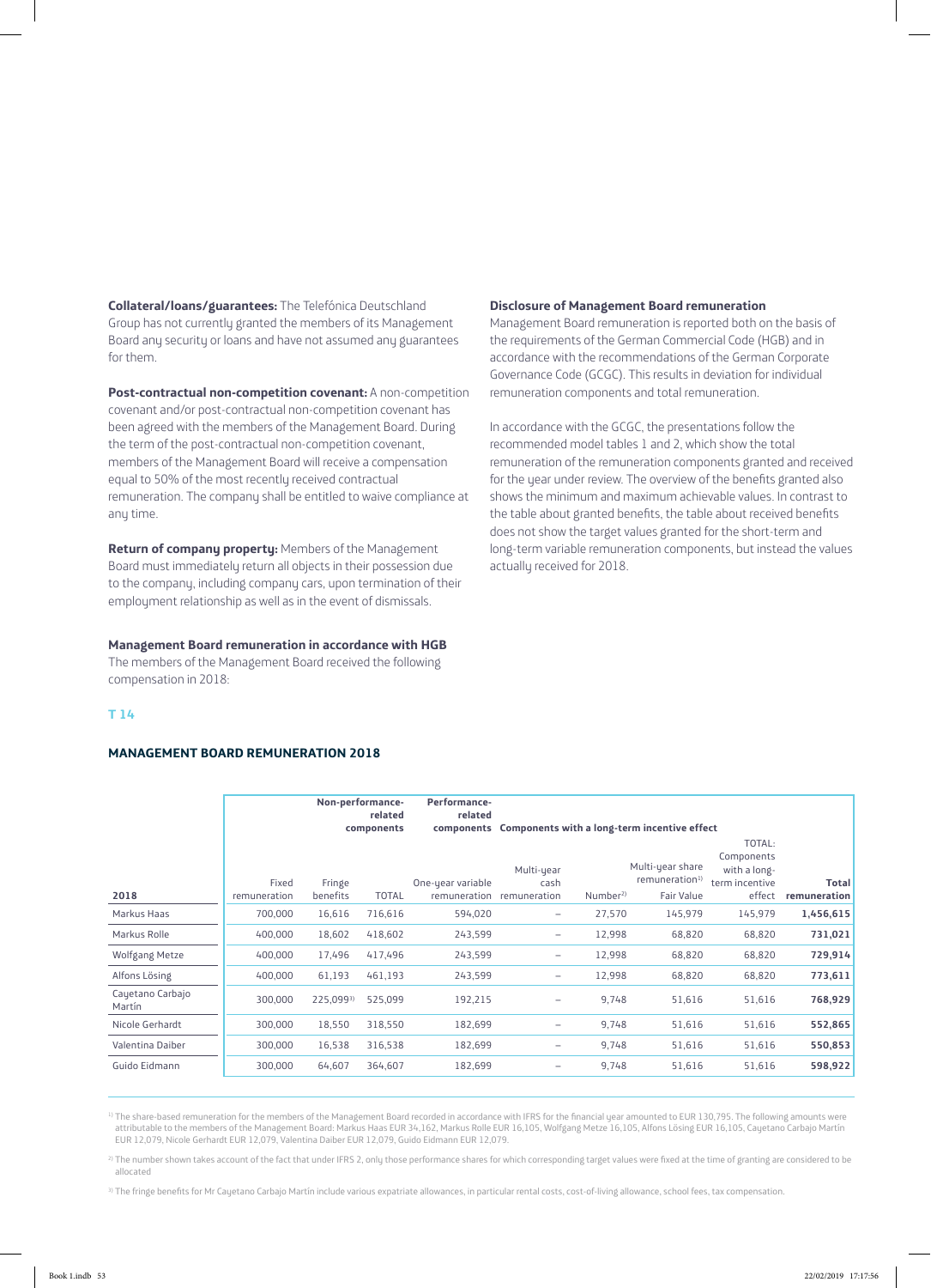**Collateral/loans/guarantees:** The Telefónica Deutschland Group has not currently granted the members of its Management Board any security or loans and have not assumed any guarantees for them.

**Post-contractual non-competition covenant:** A non-competition covenant and/or post-contractual non-competition covenant has been agreed with the members of the Management Board. During the term of the post-contractual non-competition covenant, members of the Management Board will receive a compensation equal to 50% of the most recently received contractual remuneration. The company shall be entitled to waive compliance at any time.

**Return of company property:** Members of the Management Board must immediately return all objects in their possession due to the company, including company cars, upon termination of their employment relationship as well as in the event of dismissals.

**Management Board remuneration in accordance with HGB**

The members of the Management Board received the following compensation in 2018:

**Disclosure of Management Board remuneration**

Management Board remuneration is reported both on the basis of the requirements of the German Commercial Code (HGB) and in accordance with the recommendations of the German Corporate Governance Code (GCGC). This results in deviation for individual remuneration components and total remuneration.

In accordance with the GCGC, the presentations follow the recommended model tables 1 and 2, which show the total remuneration of the remuneration components granted and received for the year under review. The overview of the benefits granted also shows the minimum and maximum achievable values. In contrast to the table about granted benefits, the table about received benefits does not show the target values granted for the short-term and long-term variable remuneration components, but instead the values actually received for 2018.

**T 14**

**MANAGEMENT BOARD REMUNERATION 2018**

| | Non-performance-related components | | | Performance-related components | Components with a long-term incentive effect | | | | |
|---|---|---|---|---|---|---|---|---|---|
| | | | | | | Multi-year share remuneration[1] | | | |
| 2018 | Fixed remuneration | Fringe benefits | TOTAL | One-year variable remuneration | Multi-year cash remuneration | Number[2] | Fair Value | TOTAL: Components with a long-term incentive effect | Total remuneration |
| Markus Haas | 700,000 | 16,616 | 716,616 | 594,020 | – | 27,570 | 145,979 | 145,979 | **1,456,615** |
| Markus Rolle | 400,000 | 18,602 | 418,602 | 243,599 | – | 12,998 | 68,820 | 68,820 | **731,021** |
| Wolfgang Metze | 400,000 | 17,496 | 417,496 | 243,599 | – | 12,998 | 68,820 | 68,820 | **729,914** |
| Alfons Lösing | 400,000 | 61,193 | 461,193 | 243,599 | – | 12,998 | 68,820 | 68,820 | **773,611** |
| Cayetano Carbajo Martín | 300,000 | 225,099[3] | 525,099 | 192,215 | – | 9,748 | 51,616 | 51,616 | **768,929** |
| Nicole Gerhardt | 300,000 | 18,550 | 318,550 | 182,699 | – | 9,748 | 51,616 | 51,616 | **552,865** |
| Valentina Daiber | 300,000 | 16,538 | 316,538 | 182,699 | – | 9,748 | 51,616 | 51,616 | **550,853** |
| Guido Eidmann | 300,000 | 64,607 | 364,607 | 182,699 | – | 9,748 | 51,616 | 51,616 | **598,922** |

[1] The share-based remuneration for the members of the Management Board recorded in accordance with IFRS for the financial year amounted to EUR 130,795. The following amounts were attributable to the members of the Management Board: Markus Haas EUR 34,162, Markus Rolle EUR 16,105, Wolfgang Metze 16,105, Alfons Lösing EUR 16,105, Cayetano Carbajo Martín EUR 12,079, Nicole Gerhardt EUR 12,079, Valentina Daiber EUR 12,079, Guido Eidmann EUR 12,079.

[2] The number shown takes account of the fact that under IFRS 2, only those performance shares for which corresponding target values were fixed at the time of granting are considered to be allocated

[3] The fringe benefits for Mr Cayetano Carbajo Martín include various expatriate allowances, in particular rental costs, cost-of-living allowance, school fees, tax compensation.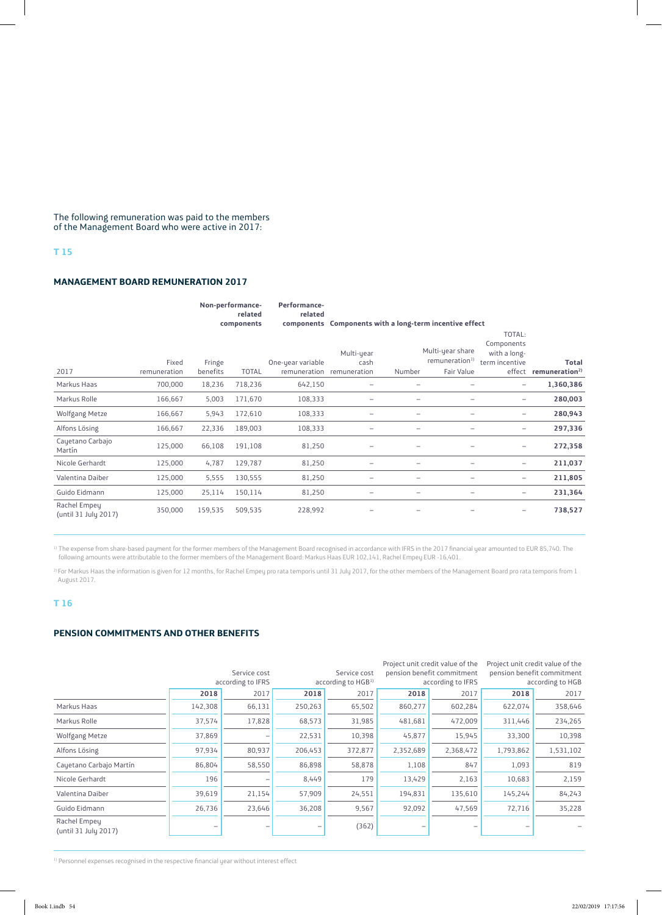The following remuneration was paid to the members of the Management Board who were active in 2017:

### T 15

## MANAGEMENT BOARD REMUNERATION 2017

| | Non-performance-related components | | | Performance-related components | Components with a long-term incentive effect | | | | |
|---|---|---|---|---|---|---|---|---|---|
| 2017 | Fixed remuneration | Fringe benefits | TOTAL | One-year variable remuneration | Multi-year cash remuneration | Multi-year share remuneration[1] Number | Multi-year share remuneration[1] Fair Value | TOTAL: Components with a long-term incentive effect | Total remuneration[2] |
| Markus Haas | 700,000 | 18,236 | 718,236 | 642,150 | – | – | – | – | **1,360,386** |
| Markus Rolle | 166,667 | 5,003 | 171,670 | 108,333 | – | – | – | – | **280,003** |
| Wolfgang Metze | 166,667 | 5,943 | 172,610 | 108,333 | – | – | – | – | **280,943** |
| Alfons Lösing | 166,667 | 22,336 | 189,003 | 108,333 | – | – | – | – | **297,336** |
| Cayetano Carbajo Martín | 125,000 | 66,108 | 191,108 | 81,250 | – | – | – | – | **272,358** |
| Nicole Gerhardt | 125,000 | 4,787 | 129,787 | 81,250 | – | – | – | – | **211,037** |
| Valentina Daiber | 125,000 | 5,555 | 130,555 | 81,250 | – | – | – | – | **211,805** |
| Guido Eidmann | 125,000 | 25,114 | 150,114 | 81,250 | – | – | – | – | **231,364** |
| Rachel Empey (until 31 July 2017) | 350,000 | 159,535 | 509,535 | 228,992 | – | – | – | – | **738,527** |

[1] The expense from share-based payment for the former members of the Management Board recognised in accordance with IFRS in the 2017 financial year amounted to EUR 85,740. The following amounts were attributable to the former members of the Management Board: Markus Haas EUR 102,141, Rachel Empey EUR -16,401.

[2] For Markus Haas the information is given for 12 months, for Rachel Empey pro rata temporis until 31 July 2017, for the other members of the Management Board pro rata temporis from 1 August 2017.

### T 16

## PENSION COMMITMENTS AND OTHER BENEFITS

| | Service cost according to IFRS | | Service cost according to HGB[1] | | Project unit credit value of the pension benefit commitment according to IFRS | | Project unit credit value of the pension benefit commitment according to HGB | |
|---|---|---|---|---|---|---|---|---|
| | **2018** | 2017 | **2018** | 2017 | **2018** | 2017 | **2018** | 2017 |
| Markus Haas | 142,308 | 66,131 | 250,263 | 65,502 | 860,277 | 602,284 | 622,074 | 358,646 |
| Markus Rolle | 37,574 | 17,828 | 68,573 | 31,985 | 481,681 | 472,009 | 311,446 | 234,265 |
| Wolfgang Metze | 37,869 | – | 22,531 | 10,398 | 45,877 | 15,945 | 33,300 | 10,398 |
| Alfons Lösing | 97,934 | 80,937 | 206,453 | 372,877 | 2,352,689 | 2,368,472 | 1,793,862 | 1,531,102 |
| Cayetano Carbajo Martín | 86,804 | 58,550 | 86,898 | 58,878 | 1,108 | 847 | 1,093 | 819 |
| Nicole Gerhardt | 196 | – | 8,449 | 179 | 13,429 | 2,163 | 10,683 | 2,159 |
| Valentina Daiber | 39,619 | 21,154 | 57,909 | 24,551 | 194,831 | 135,610 | 145,244 | 84,243 |
| Guido Eidmann | 26,736 | 23,646 | 36,208 | 9,567 | 92,092 | 47,569 | 72,716 | 35,228 |
| Rachel Empey (until 31 July 2017) | – | – | – | (362) | – | – | – | – |

[1] Personnel expenses recognised in the respective financial year without interest effect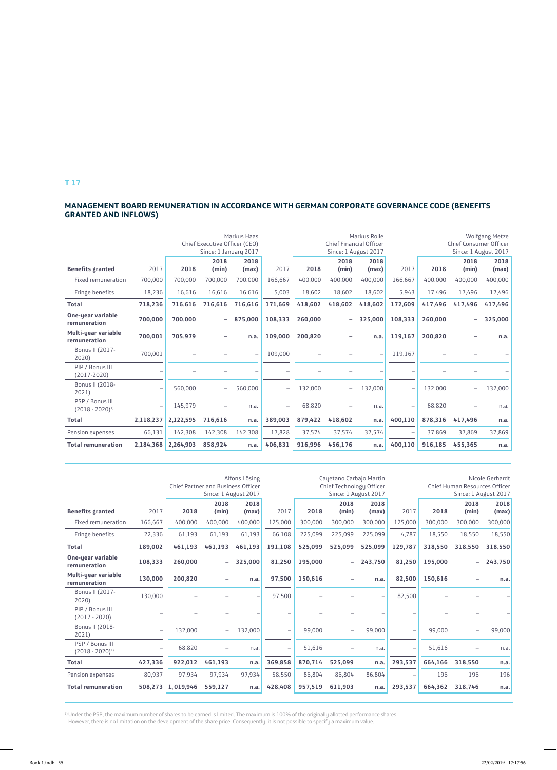T 17

## MANAGEMENT BOARD REMUNERATION IN ACCORDANCE WITH GERMAN CORPORATE GOVERNANCE CODE (BENEFITS GRANTED AND INFLOWS)

| | Markus Haas Chief Executive Officer (CEO) Since: 1 January 2017 | | | | Markus Rolle Chief Financial Officer Since: 1 August 2017 | | | | Wolfgang Metze Chief Consumer Officer Since: 1 August 2017 | | | |
|---|---|---|---|---|---|---|---|---|---|---|---|---|
| **Benefits granted** | 2017 | **2018** | **2018 (min)** | **2018 (max)** | 2017 | **2018** | **2018 (min)** | **2018 (max)** | 2017 | **2018** | **2018 (min)** | **2018 (max)** |
| Fixed remuneration | 700,000 | 700,000 | 700,000 | 700,000 | 166,667 | 400,000 | 400,000 | 400,000 | 166,667 | 400,000 | 400,000 | 400,000 |
| Fringe benefits | 18,236 | 16,616 | 16,616 | 16,616 | 5,003 | 18,602 | 18,602 | 18,602 | 5,943 | 17,496 | 17,496 | 17,496 |
| **Total** | **718,236** | **716,616** | **716,616** | **716,616** | **171,669** | **418,602** | **418,602** | **418,602** | **172,609** | **417,496** | **417,496** | **417,496** |
| **One-year variable remuneration** | **700,000** | **700,000** | **–** | **875,000** | **108,333** | **260,000** | **–** | **325,000** | **108,333** | **260,000** | **–** | **325,000** |
| **Multi-year variable remuneration** | **700,001** | **705,979** | **–** | **n.a.** | **109,000** | **200,820** | **–** | **n.a.** | **119,167** | **200,820** | **–** | **n.a.** |
| Bonus II (2017-2020) | 700,001 | – | – | – | 109,000 | – | – | – | 119,167 | – | – | – |
| PIP / Bonus III (2017-2020) | – | – | – | – | – | – | – | – | – | – | – | – |
| Bonus II (2018-2021) | – | 560,000 | – | 560,000 | – | 132,000 | – | 132,000 | – | 132,000 | – | 132,000 |
| PSP / Bonus III (2018 - 2020)[1] | – | 145,979 | – | n.a. | – | 68,820 | – | n.a. | – | 68,820 | – | n.a. |
| **Total** | **2,118,237** | **2,122,595** | **716,616** | **n.a.** | **389,003** | **879,422** | **418,602** | **n.a.** | **400,110** | **878,316** | **417,496** | **n.a.** |
| Pension expenses | 66,131 | 142,308 | 142,308 | 142.308 | 17,828 | 37,574 | 37,574 | 37,574 | – | 37,869 | 37,869 | 37,869 |
| **Total remuneration** | **2,184,368** | **2,264,903** | **858,924** | **n.a.** | **406,831** | **916,996** | **456,176** | **n.a.** | **400,110** | **916,185** | **455,365** | **n.a.** |

| | Alfons Lösing Chief Partner and Business Officer Since: 1 August 2017 | | | | Cayetano Carbajo Martín Chief Technology Officer Since: 1 August 2017 | | | | Nicole Gerhardt Chief Human Resources Officer Since: 1 August 2017 | | | |
|---|---|---|---|---|---|---|---|---|---|---|---|---|
| **Benefits granted** | 2017 | **2018** | **2018 (min)** | **2018 (max)** | 2017 | **2018** | **2018 (min)** | **2018 (max)** | 2017 | **2018** | **2018 (min)** | **2018 (max)** |
| Fixed remuneration | 166,667 | 400,000 | 400,000 | 400,000 | 125,000 | 300,000 | 300,000 | 300,000 | 125,000 | 300,000 | 300,000 | 300,000 |
| Fringe benefits | 22,336 | 61,193 | 61,193 | 61,193 | 66,108 | 225,099 | 225,099 | 225,099 | 4,787 | 18,550 | 18,550 | 18,550 |
| **Total** | **189,002** | **461,193** | **461,193** | **461,193** | **191,108** | **525,099** | **525,099** | **525,099** | **129,787** | **318,550** | **318,550** | **318,550** |
| **One-year variable remuneration** | **108,333** | **260,000** | **–** | **325,000** | **81,250** | **195,000** | **–** | **243,750** | **81,250** | **195,000** | **–** | **243,750** |
| **Multi-year variable remuneration** | **130,000** | **200,820** | **–** | **n.a.** | **97,500** | **150,616** | **–** | **n.a.** | **82,500** | **150,616** | **–** | **n.a.** |
| Bonus II (2017-2020) | 130,000 | – | – | – | 97,500 | – | – | – | 82,500 | – | – | – |
| PIP / Bonus III (2017 - 2020) | – | – | – | – | – | – | – | – | – | – | – | – |
| Bonus II (2018-2021) | – | 132,000 | – | 132,000 | – | 99,000 | – | 99,000 | – | 99,000 | – | 99,000 |
| PSP / Bonus III (2018 - 2020)[1] | – | 68,820 | – | n.a. | – | 51,616 | – | n.a. | – | 51,616 | – | n.a. |
| **Total** | **427,336** | **922,012** | **461,193** | **n.a.** | **369,858** | **870,714** | **525,099** | **n.a.** | **293,537** | **664,166** | **318,550** | **n.a.** |
| Pension expenses | 80,937 | 97,934 | 97,934 | 97,934 | 58,550 | 86,804 | 86,804 | 86,804 | – | 196 | 196 | 196 |
| **Total remuneration** | **508,273** | **1,019,946** | **559,127** | **n.a.** | **428,408** | **957,519** | **611,903** | **n.a.** | **293,537** | **664,362** | **318,746** | **n.a.** |

[1] Under the PSP, the maximum number of shares to be earned is limited. The maximum is 100% of the originally allotted performance shares. However, there is no limitation on the development of the share price. Consequently, it is not possible to specify a maximum value.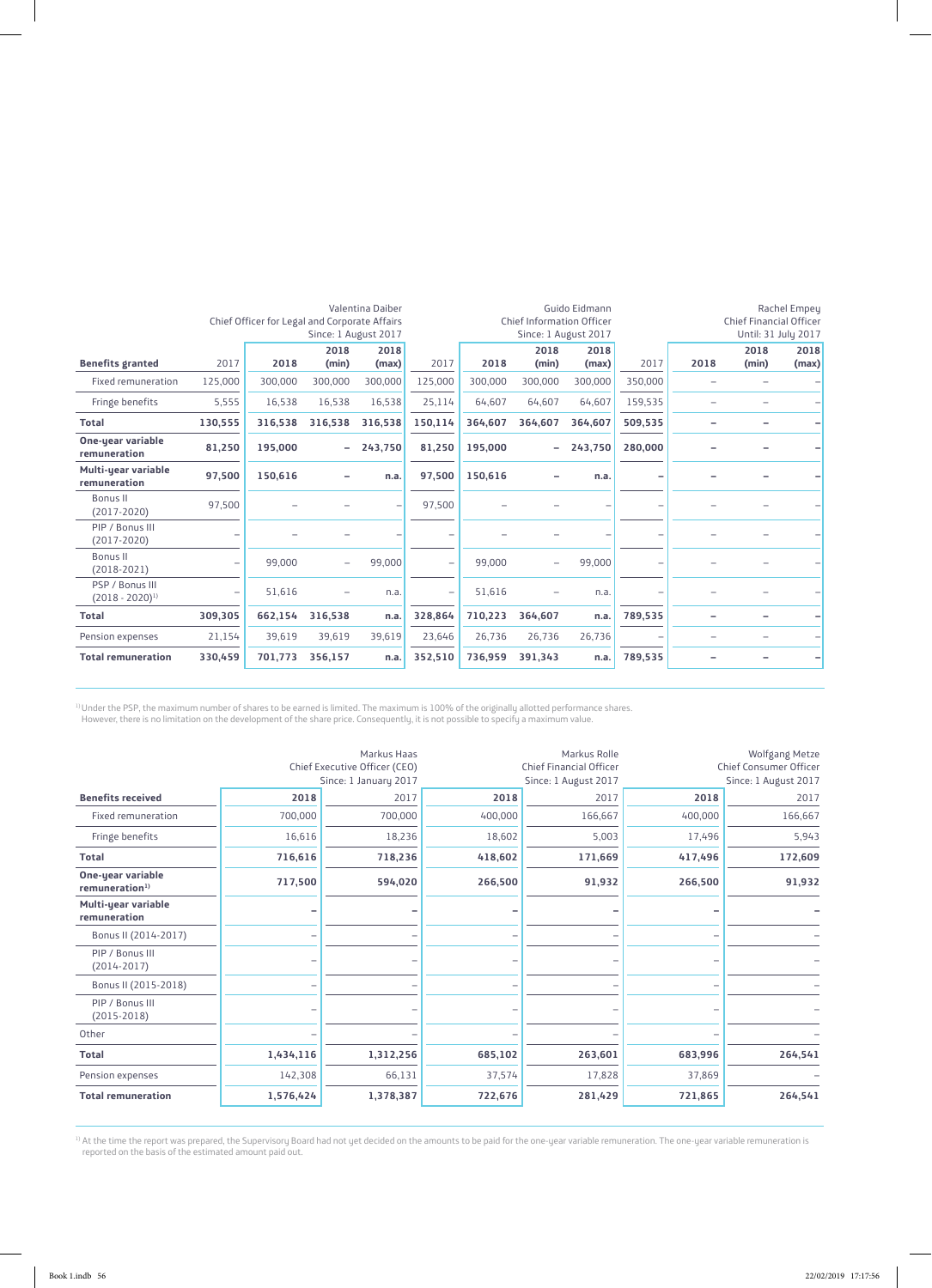| Benefits granted | Valentina Daiber<br>Chief Officer for Legal and Corporate Affairs<br>Since: 1 August 2017 | | | | Guido Eidmann<br>Chief Information Officer<br>Since: 1 August 2017 | | | | Rachel Empey<br>Chief Financial Officer<br>Until: 31 July 2017 | | | |
|---|---|---|---|---|---|---|---|---|---|---|---|---|
| | 2017 | 2018 | 2018 (min) | 2018 (max) | 2017 | 2018 | 2018 (min) | 2018 (max) | 2017 | 2018 | 2018 (min) | 2018 (max) |
| Fixed remuneration | 125,000 | 300,000 | 300,000 | 300,000 | 125,000 | 300,000 | 300,000 | 300,000 | 350,000 | – | – | – |
| Fringe benefits | 5,555 | 16,538 | 16,538 | 16,538 | 25,114 | 64,607 | 64,607 | 64,607 | 159,535 | – | – | – |
| **Total** | **130,555** | **316,538** | **316,538** | **316,538** | **150,114** | **364,607** | **364,607** | **364,607** | **509,535** | **–** | **–** | **–** |
| **One-year variable remuneration** | **81,250** | **195,000** | **–** | **243,750** | **81,250** | **195,000** | **–** | **243,750** | **280,000** | **–** | **–** | **–** |
| **Multi-year variable remuneration** | **97,500** | **150,616** | **–** | **n.a.** | **97,500** | **150,616** | **–** | **n.a.** | **–** | **–** | **–** | **–** |
| Bonus II (2017-2020) | 97,500 | – | – | – | 97,500 | – | – | – | – | – | – | – |
| PIP / Bonus III (2017-2020) | – | – | – | – | – | – | – | – | – | – | – | – |
| Bonus II (2018-2021) | – | 99,000 | – | 99,000 | – | 99,000 | – | 99,000 | – | – | – | – |
| PSP / Bonus III (2018 - 2020)[1] | – | 51,616 | – | n.a. | – | 51,616 | – | n.a. | – | – | – | – |
| **Total** | **309,305** | **662,154** | **316,538** | **n.a.** | **328,864** | **710,223** | **364,607** | **n.a.** | **789,535** | **–** | **–** | **–** |
| Pension expenses | 21,154 | 39,619 | 39,619 | 39,619 | 23,646 | 26,736 | 26,736 | 26,736 | – | – | – | – |
| **Total remuneration** | **330,459** | **701,773** | **356,157** | **n.a.** | **352,510** | **736,959** | **391,343** | **n.a.** | **789,535** | **–** | **–** | **–** |

[1] Under the PSP, the maximum number of shares to be earned is limited. The maximum is 100% of the originally allotted performance shares. However, there is no limitation on the development of the share price. Consequently, it is not possible to specify a maximum value.

| Benefits received | Markus Haas<br>Chief Executive Officer (CEO)<br>Since: 1 January 2017 | | Markus Rolle<br>Chief Financial Officer<br>Since: 1 August 2017 | | Wolfgang Metze<br>Chief Consumer Officer<br>Since: 1 August 2017 | |
|---|---|---|---|---|---|---|
| | 2018 | 2017 | 2018 | 2017 | 2018 | 2017 |
| Fixed remuneration | 700,000 | 700,000 | 400,000 | 166,667 | 400,000 | 166,667 |
| Fringe benefits | 16,616 | 18,236 | 18,602 | 5,003 | 17,496 | 5,943 |
| **Total** | **716,616** | **718,236** | **418,602** | **171,669** | **417,496** | **172,609** |
| **One-year variable remuneration[1]** | **717,500** | **594,020** | **266,500** | **91,932** | **266,500** | **91,932** |
| **Multi-year variable remuneration** | **–** | **–** | **–** | **–** | **–** | **–** |
| Bonus II (2014-2017) | – | – | – | – | – | – |
| PIP / Bonus III (2014-2017) | – | – | – | – | – | – |
| Bonus II (2015-2018) | – | – | – | – | – | – |
| PIP / Bonus III (2015-2018) | – | – | – | – | – | – |
| Other | – | – | – | – | – | – |
| **Total** | **1,434,116** | **1,312,256** | **685,102** | **263,601** | **683,996** | **264,541** |
| Pension expenses | 142,308 | 66,131 | 37,574 | 17,828 | 37,869 | – |
| **Total remuneration** | **1,576,424** | **1,378,387** | **722,676** | **281,429** | **721,865** | **264,541** |

[1] At the time the report was prepared, the Supervisory Board had not yet decided on the amounts to be paid for the one-year variable remuneration. The one-year variable remuneration is reported on the basis of the estimated amount paid out.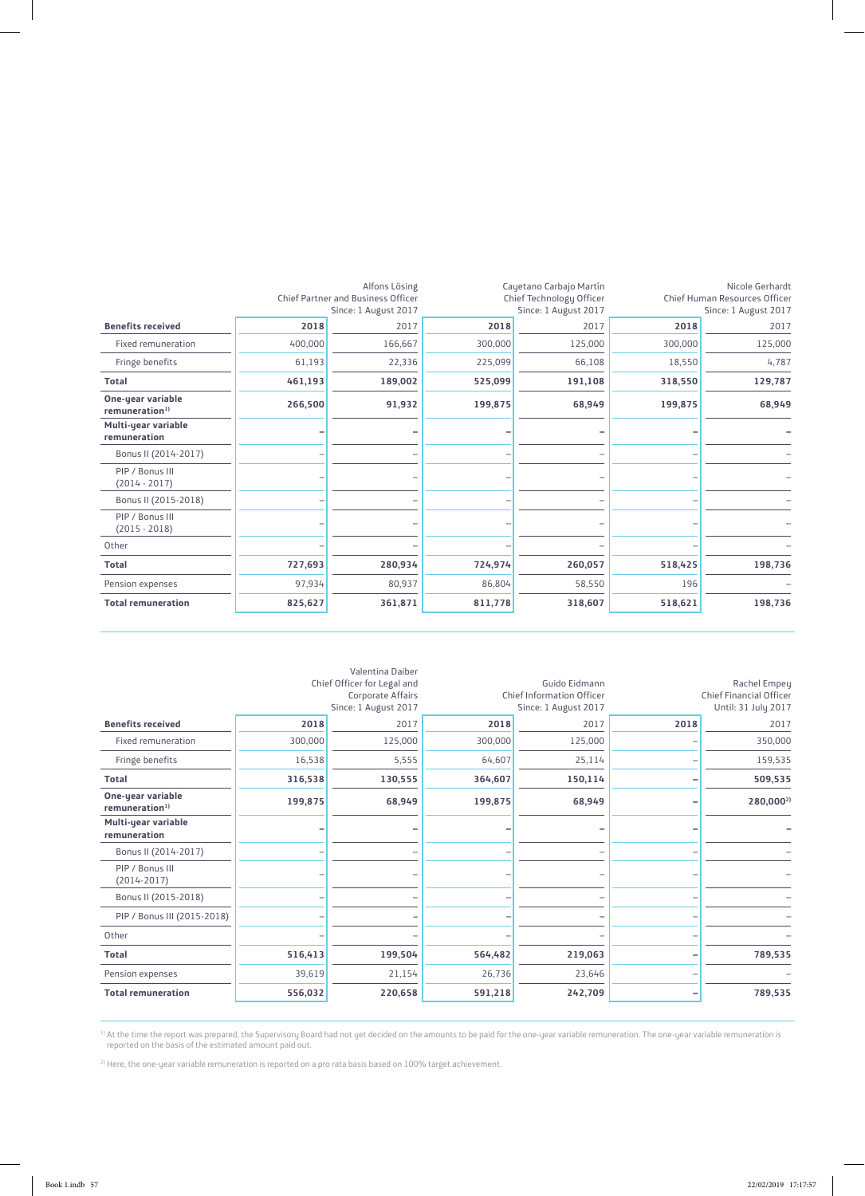| Benefits received | Alfons Lösing<br>Chief Partner and Business Officer<br>Since: 1 August 2017 | | Cayetano Carbajo Martín<br>Chief Technology Officer<br>Since: 1 August 2017 | | Nicole Gerhardt<br>Chief Human Resources Officer<br>Since: 1 August 2017 | |
|---|---|---|---|---|---|---|
| | **2018** | 2017 | **2018** | 2017 | **2018** | 2017 |
| Fixed remuneration | 400,000 | 166,667 | 300,000 | 125,000 | 300,000 | 125,000 |
| Fringe benefits | 61,193 | 22,336 | 225,099 | 66,108 | 18,550 | 4,787 |
| **Total** | **461,193** | **189,002** | **525,099** | **191,108** | **318,550** | **129,787** |
| **One-year variable remuneration[1]** | **266,500** | **91,932** | **199,875** | **68,949** | **199,875** | **68,949** |
| **Multi-year variable remuneration** | **–** | **–** | **–** | **–** | **–** | **–** |
| Bonus II (2014-2017) | – | – | – | – | – | – |
| PIP / Bonus III (2014 - 2017) | – | – | – | – | – | – |
| Bonus II (2015-2018) | – | – | – | – | – | – |
| PIP / Bonus III (2015 - 2018) | – | – | – | – | – | – |
| Other | – | – | – | – | – | – |
| **Total** | **727,693** | **280,934** | **724,974** | **260,057** | **518,425** | **198,736** |
| Pension expenses | 97,934 | 80,937 | 86,804 | 58,550 | 196 | – |
| **Total remuneration** | **825,627** | **361,871** | **811,778** | **318,607** | **518,621** | **198,736** |

| Benefits received | Valentina Daiber<br>Chief Officer for Legal and Corporate Affairs<br>Since: 1 August 2017 | | Guido Eidmann<br>Chief Information Officer<br>Since: 1 August 2017 | | Rachel Empey<br>Chief Financial Officer<br>Until: 31 July 2017 | |
|---|---|---|---|---|---|---|
| | **2018** | 2017 | **2018** | 2017 | **2018** | 2017 |
| Fixed remuneration | 300,000 | 125,000 | 300,000 | 125,000 | – | 350,000 |
| Fringe benefits | 16,538 | 5,555 | 64,607 | 25,114 | – | 159,535 |
| **Total** | **316,538** | **130,555** | **364,607** | **150,114** | **–** | **509,535** |
| **One-year variable remuneration[1]** | **199,875** | **68,949** | **199,875** | **68,949** | **–** | **280,000[2]** |
| **Multi-year variable remuneration** | **–** | **–** | **–** | **–** | **–** | **–** |
| Bonus II (2014-2017) | – | – | – | – | – | – |
| PIP / Bonus III (2014-2017) | – | – | – | – | – | – |
| Bonus II (2015-2018) | – | – | – | – | – | – |
| PIP / Bonus III (2015-2018) | – | – | – | – | – | – |
| Other | – | – | – | – | – | – |
| **Total** | **516,413** | **199,504** | **564,482** | **219,063** | **–** | **789,535** |
| Pension expenses | 39,619 | 21,154 | 26,736 | 23,646 | – | – |
| **Total remuneration** | **556,032** | **220,658** | **591,218** | **242,709** | **–** | **789,535** |

[1] At the time the report was prepared, the Supervisory Board had not yet decided on the amounts to be paid for the one-year variable remuneration. The one-year variable remuneration is reported on the basis of the estimated amount paid out.

[2] Here, the one-year variable remuneration is reported on a pro rata basis based on 100% target achievement.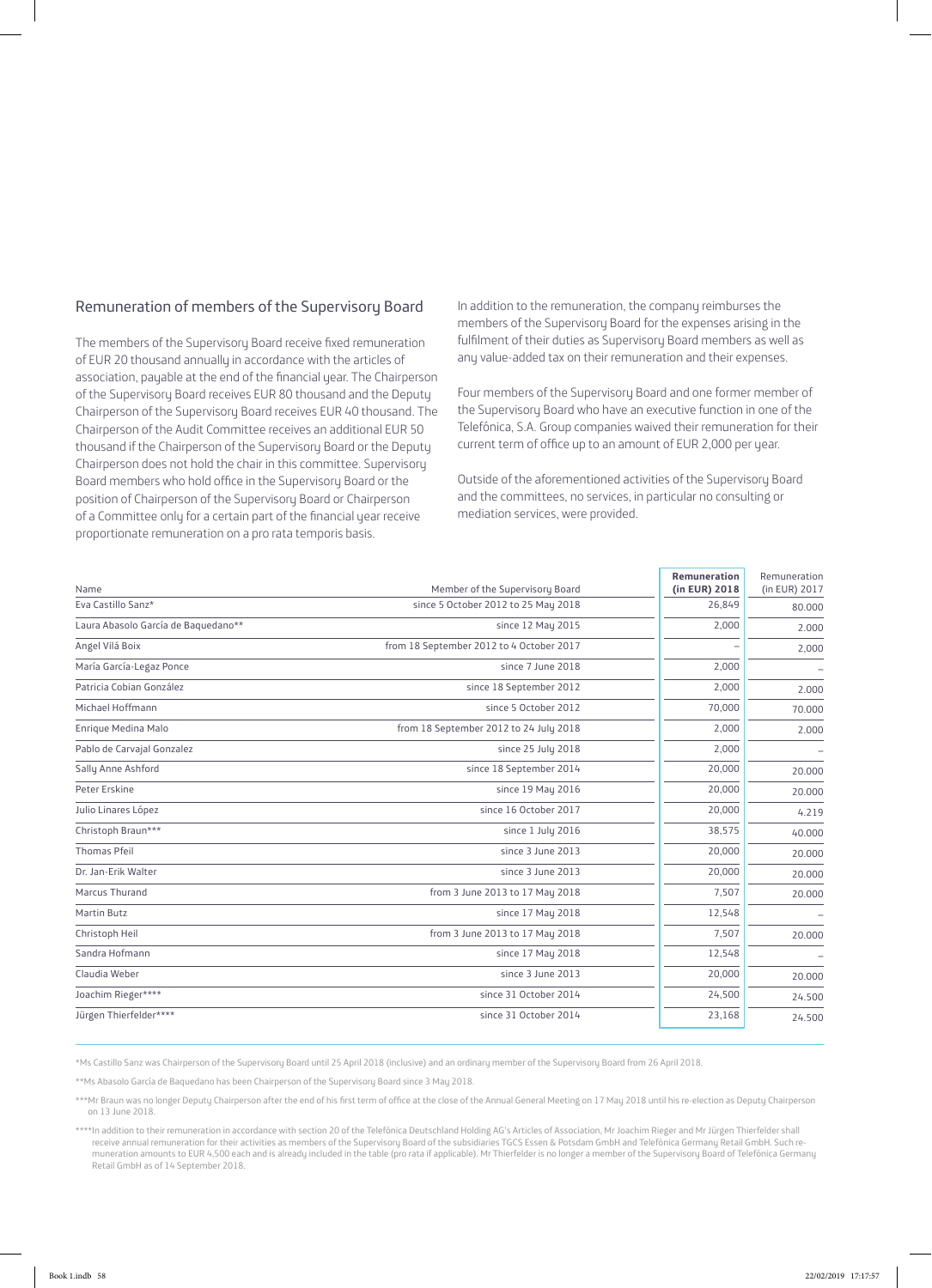## Remuneration of members of the Supervisory Board

The members of the Supervisory Board receive fixed remuneration of EUR 20 thousand annually in accordance with the articles of association, payable at the end of the financial year. The Chairperson of the Supervisory Board receives EUR 80 thousand and the Deputy Chairperson of the Supervisory Board receives EUR 40 thousand. The Chairperson of the Audit Committee receives an additional EUR 50 thousand if the Chairperson of the Supervisory Board or the Deputy Chairperson does not hold the chair in this committee. Supervisory Board members who hold office in the Supervisory Board or the position of Chairperson of the Supervisory Board or Chairperson of a Committee only for a certain part of the financial year receive proportionate remuneration on a pro rata temporis basis.

In addition to the remuneration, the company reimburses the members of the Supervisory Board for the expenses arising in the fulfilment of their duties as Supervisory Board members as well as any value-added tax on their remuneration and their expenses.

Four members of the Supervisory Board and one former member of the Supervisory Board who have an executive function in one of the Telefónica, S.A. Group companies waived their remuneration for their current term of office up to an amount of EUR 2,000 per year.

Outside of the aforementioned activities of the Supervisory Board and the committees, no services, in particular no consulting or mediation services, were provided.

| Name | Member of the Supervisory Board | **Remuneration (in EUR) 2018** | Remuneration (in EUR) 2017 |
|---|---|---|---|
| Eva Castillo Sanz* | since 5 October 2012 to 25 May 2018 | 26,849 | 80.000 |
| Laura Abasolo García de Baquedano** | since 12 May 2015 | 2,000 | 2.000 |
| Angel Vilá Boix | from 18 September 2012 to 4 October 2017 | – | 2,000 |
| María García-Legaz Ponce | since 7 June 2018 | 2,000 | – |
| Patricia Cobian González | since 18 September 2012 | 2,000 | 2.000 |
| Michael Hoffmann | since 5 October 2012 | 70,000 | 70.000 |
| Enrique Medina Malo | from 18 September 2012 to 24 July 2018 | 2,000 | 2.000 |
| Pablo de Carvajal Gonzalez | since 25 July 2018 | 2,000 | – |
| Sally Anne Ashford | since 18 September 2014 | 20,000 | 20.000 |
| Peter Erskine | since 19 May 2016 | 20,000 | 20.000 |
| Julio Linares López | since 16 October 2017 | 20,000 | 4.219 |
| Christoph Braun*** | since 1 July 2016 | 38,575 | 40.000 |
| Thomas Pfeil | since 3 June 2013 | 20,000 | 20.000 |
| Dr. Jan-Erik Walter | since 3 June 2013 | 20,000 | 20.000 |
| Marcus Thurand | from 3 June 2013 to 17 May 2018 | 7,507 | 20.000 |
| Martin Butz | since 17 May 2018 | 12,548 | – |
| Christoph Heil | from 3 June 2013 to 17 May 2018 | 7,507 | 20.000 |
| Sandra Hofmann | since 17 May 2018 | 12,548 | – |
| Claudia Weber | since 3 June 2013 | 20,000 | 20.000 |
| Joachim Rieger**** | since 31 October 2014 | 24,500 | 24.500 |
| Jürgen Thierfelder**** | since 31 October 2014 | 23,168 | 24.500 |

*Ms Castillo Sanz was Chairperson of the Supervisory Board until 25 April 2018 (inclusive) and an ordinary member of the Supervisory Board from 26 April 2018.

**Ms Abasolo García de Baquedano has been Chairperson of the Supervisory Board since 3 May 2018.

***Mr Braun was no longer Deputy Chairperson after the end of his first term of office at the close of the Annual General Meeting on 17 May 2018 until his re-election as Deputy Chairperson on 13 June 2018.

****In addition to their remuneration in accordance with section 20 of the Telefónica Deutschland Holding AG's Articles of Association, Mr Joachim Rieger and Mr Jürgen Thierfelder shall receive annual remuneration for their activities as members of the Supervisory Board of the subsidiaries TGCS Essen & Potsdam GmbH and Telefónica Germany Retail GmbH. Such remuneration amounts to EUR 4,500 each and is already included in the table (pro rata if applicable). Mr Thierfelder is no longer a member of the Supervisory Board of Telefónica Germany Retail GmbH as of 14 September 2018.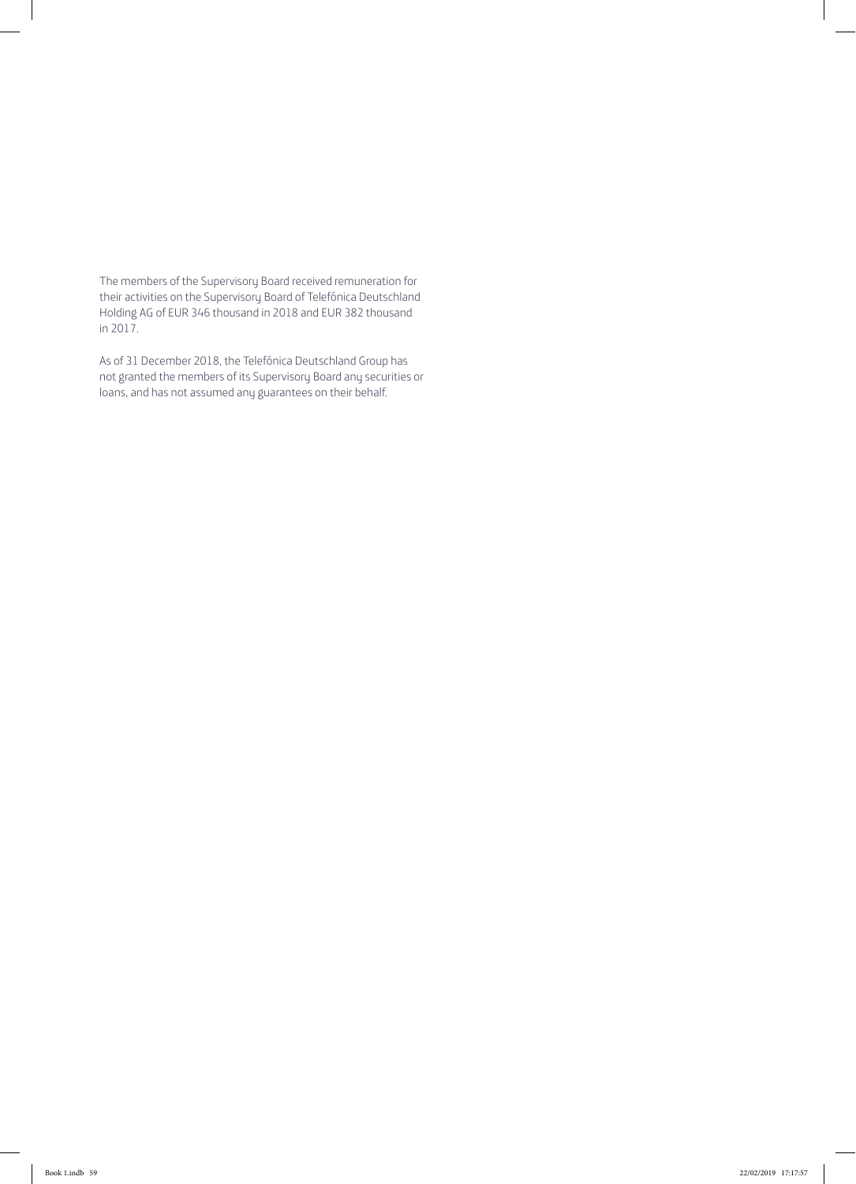The members of the Supervisory Board received remuneration for their activities on the Supervisory Board of Telefónica Deutschland Holding AG of EUR 346 thousand in 2018 and EUR 382 thousand in 2017.

As of 31 December 2018, the Telefónica Deutschland Group has not granted the members of its Supervisory Board any securities or loans, and has not assumed any guarantees on their behalf.